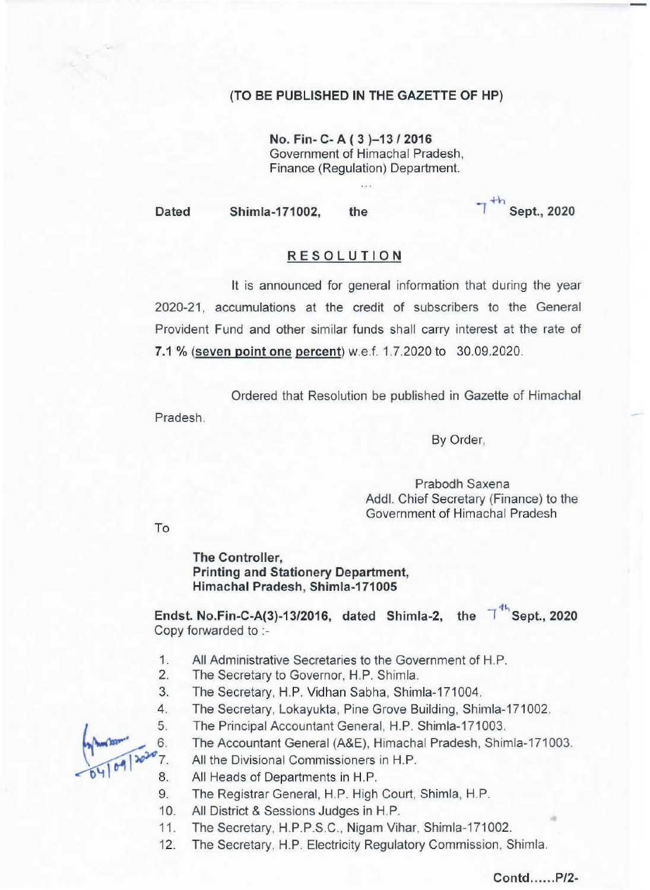**(TO BE PUBLISHED IN THE GAZETTE OF HP)**

**No. Fin- C- A ( 3 )–13 / 2016**
Government of Himachal Pradesh,
Finance (Regulation) Department.

...

**Dated Shimla-171002, the 7th Sept., 2020**

## RESOLUTION

It is announced for general information that during the year 2020-21, accumulations at the credit of subscribers to the General Provident Fund and other similar funds shall carry interest at the rate of **7.1 % (seven point one percent)** w.e.f. 1.7.2020 to 30.09.2020.

Ordered that Resolution be published in Gazette of Himachal Pradesh.

By Order,

Prabodh Saxena
Addl. Chief Secretary (Finance) to the
Government of Himachal Pradesh

To

**The Controller,**
**Printing and Stationery Department,**
**Himachal Pradesh, Shimla-171005**

**Endst. No.Fin-C-A(3)-13/2016, dated Shimla-2, the 7th Sept., 2020**
Copy forwarded to :-

1. All Administrative Secretaries to the Government of H.P.
2. The Secretary to Governor, H.P. Shimla.
3. The Secretary, H.P. Vidhan Sabha, Shimla-171004.
4. The Secretary, Lokayukta, Pine Grove Building, Shimla-171002.
5. The Principal Accountant General, H.P. Shimla-171003.
6. The Accountant General (A&E), Himachal Pradesh, Shimla-171003.
7. All the Divisional Commissioners in H.P.
8. All Heads of Departments in H.P.
9. The Registrar General, H.P. High Court, Shimla, H.P.
10. All District & Sessions Judges in H.P.
11. The Secretary, H.P.P.S.C., Nigam Vihar, Shimla-171002.
12. The Secretary, H.P. Electricity Regulatory Commission, Shimla.

**Contd......P/2-**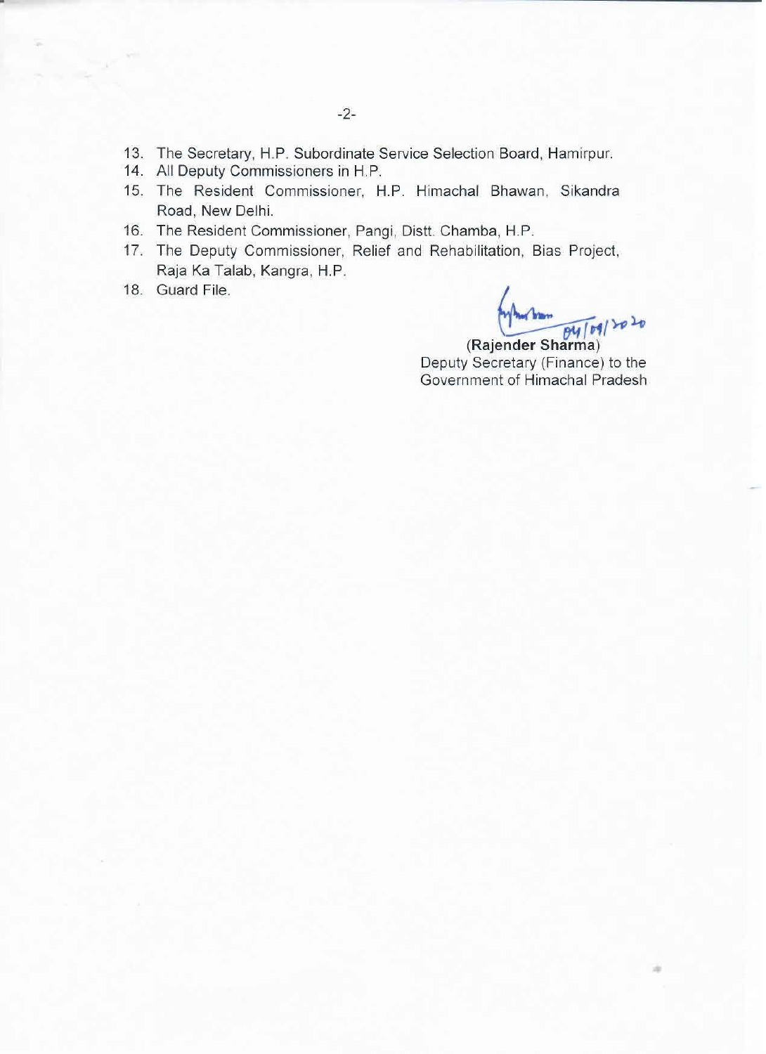13. The Secretary, H.P. Subordinate Service Selection Board, Hamirpur.
14. All Deputy Commissioners in H.P.
15. The Resident Commissioner, H.P. Himachal Bhawan, Sikandra Road, New Delhi.
16. The Resident Commissioner, Pangi, Distt. Chamba, H.P.
17. The Deputy Commissioner, Relief and Rehabilitation, Bias Project, Raja Ka Talab, Kangra, H.P.
18. Guard File.

04/09/2020

**(Rajender Sharma)**
Deputy Secretary (Finance) to the
Government of Himachal Pradesh